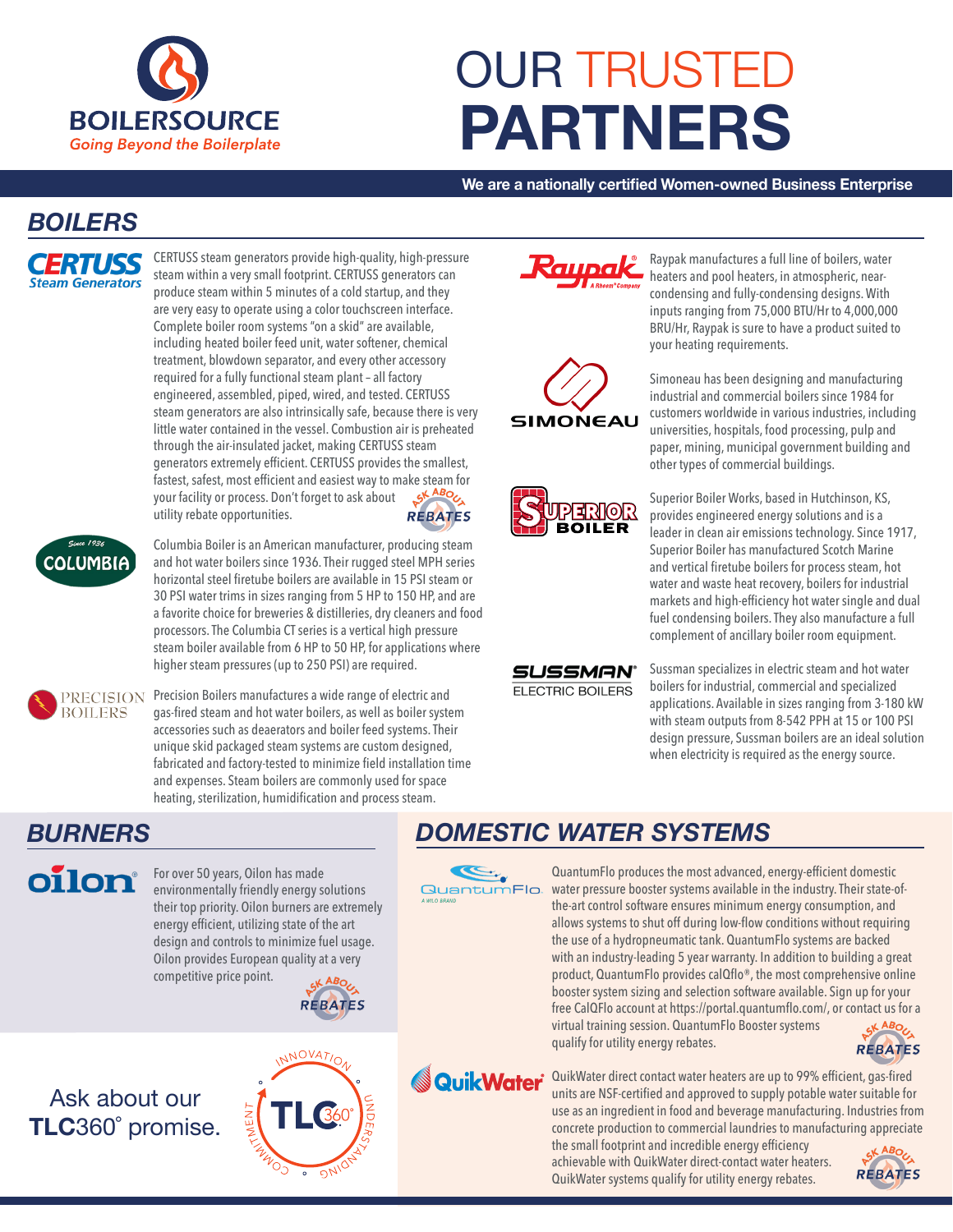BOILERSOURCE

*Going Beyond the Boilerplate*

# OUR TRUSTED PARTNERS

**We are a nationally certified Women-owned Business Enterprise**

## BOILERS

**CERTUSS Steam Generators**

CERTUSS steam generators provide high-quality, high-pressure steam within a very small footprint. CERTUSS generators can produce steam within 5 minutes of a cold startup, and they are very easy to operate using a color touchscreen interface. Complete boiler room systems "on a skid" are available, including heated boiler feed unit, water softener, chemical treatment, blowdown separator, and every other accessory required for a fully functional steam plant – all factory engineered, assembled, piped, wired, and tested. CERTUSS steam generators are also intrinsically safe, because there is very little water contained in the vessel. Combustion air is preheated through the air-insulated jacket, making CERTUSS steam generators extremely efficient. CERTUSS provides the smallest, fastest, safest, most efficient and easiest way to make steam for your facility or process. Don't forget to ask about utility rebate opportunities.

ASK ABOUT REBATES

**COLUMBIA** (Since 1936)

Columbia Boiler is an American manufacturer, producing steam and hot water boilers since 1936. Their rugged steel MPH series horizontal steel firetube boilers are available in 15 PSI steam or 30 PSI water trims in sizes ranging from 5 HP to 150 HP, and are a favorite choice for breweries & distilleries, dry cleaners and food processors. The Columbia CT series is a vertical high pressure steam boiler available from 6 HP to 50 HP, for applications where higher steam pressures (up to 250 PSI) are required.

**PRECISION BOILERS**

Precision Boilers manufactures a wide range of electric and gas-fired steam and hot water boilers, as well as boiler system accessories such as deaerators and boiler feed systems. Their unique skid packaged steam systems are custom designed, fabricated and factory-tested to minimize field installation time and expenses. Steam boilers are commonly used for space heating, sterilization, humidification and process steam.

**Raypak** (A Rheem Company)

Raypak manufactures a full line of boilers, water heaters and pool heaters, in atmospheric, near-condensing and fully-condensing designs. With inputs ranging from 75,000 BTU/Hr to 4,000,000 BRU/Hr, Raypak is sure to have a product suited to your heating requirements.

**SIMONEAU**

Simoneau has been designing and manufacturing industrial and commercial boilers since 1984 for customers worldwide in various industries, including universities, hospitals, food processing, pulp and paper, mining, municipal government building and other types of commercial buildings.

**SUPERIOR BOILER**

Superior Boiler Works, based in Hutchinson, KS, provides engineered energy solutions and is a leader in clean air emissions technology. Since 1917, Superior Boiler has manufactured Scotch Marine and vertical firetube boilers for process steam, hot water and waste heat recovery, boilers for industrial markets and high-efficiency hot water single and dual fuel condensing boilers. They also manufacture a full complement of ancillary boiler room equipment.

**SUSSMAN ELECTRIC BOILERS**

Sussman specializes in electric steam and hot water boilers for industrial, commercial and specialized applications. Available in sizes ranging from 3-180 kW with steam outputs from 8-542 PPH at 15 or 100 PSI design pressure, Sussman boilers are an ideal solution when electricity is required as the energy source.

## BURNERS

**oilon**

For over 50 years, Oilon has made environmentally friendly energy solutions their top priority. Oilon burners are extremely energy efficient, utilizing state of the art design and controls to minimize fuel usage. Oilon provides European quality at a very competitive price point.

ASK ABOUT REBATES

Ask about our **TLC**360° promise.

TLC 360° — INNOVATION · UNDERSTANDING · COMMITMENT

## DOMESTIC WATER SYSTEMS

**QuantumFlo** (A WILO BRAND)

QuantumFlo produces the most advanced, energy-efficient domestic water pressure booster systems available in the industry. Their state-of-the-art control software ensures minimum energy consumption, and allows systems to shut off during low-flow conditions without requiring the use of a hydropneumatic tank. QuantumFlo systems are backed with an industry-leading 5 year warranty. In addition to building a great product, QuantumFlo provides calQflo®, the most comprehensive online booster system sizing and selection software available. Sign up for your free CalQFlo account at https://portal.quantumflo.com/, or contact us for a virtual training session. QuantumFlo Booster systems qualify for utility energy rebates.

ASK ABOUT REBATES

**QuikWater**

QuikWater direct contact water heaters are up to 99% efficient, gas-fired units are NSF-certified and approved to supply potable water suitable for use as an ingredient in food and beverage manufacturing. Industries from concrete production to commercial laundries to manufacturing appreciate the small footprint and incredible energy efficiency achievable with QuikWater direct-contact water heaters. QuikWater systems qualify for utility energy rebates.

ASK ABOUT REBATES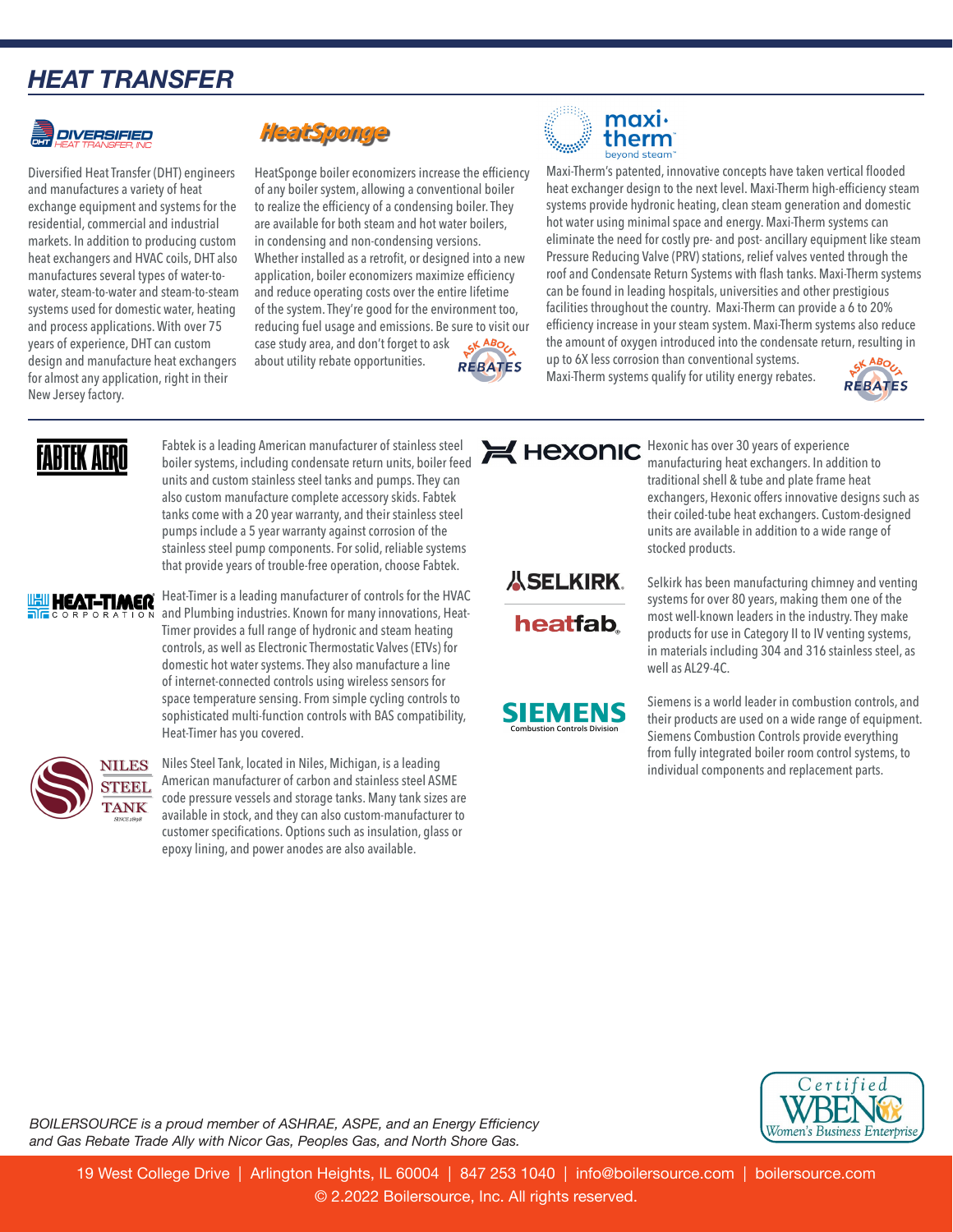# HEAT TRANSFER

Diversified Heat Transfer (DHT) engineers and manufactures a variety of heat exchange equipment and systems for the residential, commercial and industrial markets. In addition to producing custom heat exchangers and HVAC coils, DHT also manufactures several types of water-to-water, steam-to-water and steam-to-steam systems used for domestic water, heating and process applications. With over 75 years of experience, DHT can custom design and manufacture heat exchangers for almost any application, right in their New Jersey factory.

HeatSponge boiler economizers increase the efficiency of any boiler system, allowing a conventional boiler to realize the efficiency of a condensing boiler. They are available for both steam and hot water boilers, in condensing and non-condensing versions. Whether installed as a retrofit, or designed into a new application, boiler economizers maximize efficiency and reduce operating costs over the entire lifetime of the system. They're good for the environment too, reducing fuel usage and emissions. Be sure to visit our case study area, and don't forget to ask about utility rebate opportunities.

ASK ABOUT REBATES

Maxi-Therm's patented, innovative concepts have taken vertical flooded heat exchanger design to the next level. Maxi-Therm high-efficiency steam systems provide hydronic heating, clean steam generation and domestic hot water using minimal space and energy. Maxi-Therm systems can eliminate the need for costly pre- and post- ancillary equipment like steam Pressure Reducing Valve (PRV) stations, relief valves vented through the roof and Condensate Return Systems with flash tanks. Maxi-Therm systems can be found in leading hospitals, universities and other prestigious facilities throughout the country. Maxi-Therm can provide a 6 to 20% efficiency increase in your steam system. Maxi-Therm systems also reduce the amount of oxygen introduced into the condensate return, resulting in up to 6X less corrosion than conventional systems. Maxi-Therm systems qualify for utility energy rebates.

ASK ABOUT REBATES

Fabtek is a leading American manufacturer of stainless steel boiler systems, including condensate return units, boiler feed units and custom stainless steel tanks and pumps. They can also custom manufacture complete accessory skids. Fabtek tanks come with a 20 year warranty, and their stainless steel pumps include a 5 year warranty against corrosion of the stainless steel pump components. For solid, reliable systems that provide years of trouble-free operation, choose Fabtek.

Heat-Timer is a leading manufacturer of controls for the HVAC and Plumbing industries. Known for many innovations, Heat-Timer provides a full range of hydronic and steam heating controls, as well as Electronic Thermostatic Valves (ETVs) for domestic hot water systems. They also manufacture a line of internet-connected controls using wireless sensors for space temperature sensing. From simple cycling controls to sophisticated multi-function controls with BAS compatibility, Heat-Timer has you covered.

Niles Steel Tank, located in Niles, Michigan, is a leading American manufacturer of carbon and stainless steel ASME code pressure vessels and storage tanks. Many tank sizes are available in stock, and they can also custom-manufacturer to customer specifications. Options such as insulation, glass or epoxy lining, and power anodes are also available.

Hexonic has over 30 years of experience manufacturing heat exchangers. In addition to traditional shell & tube and plate frame heat exchangers, Hexonic offers innovative designs such as their coiled-tube heat exchangers. Custom-designed units are available in addition to a wide range of stocked products.

Selkirk has been manufacturing chimney and venting systems for over 80 years, making them one of the most well-known leaders in the industry. They make products for use in Category II to IV venting systems, in materials including 304 and 316 stainless steel, as well as AL29-4C.

Siemens is a world leader in combustion controls, and their products are used on a wide range of equipment. Siemens Combustion Controls provide everything from fully integrated boiler room control systems, to individual components and replacement parts.

*BOILERSOURCE is a proud member of ASHRAE, ASPE, and an Energy Efficiency and Gas Rebate Trade Ally with Nicor Gas, Peoples Gas, and North Shore Gas.*

Certified WBENC Women's Business Enterprise

19 West College Drive | Arlington Heights, IL 60004 | 847 253 1040 | info@boilersource.com | boilersource.com
© 2.2022 Boilersource, Inc. All rights reserved.